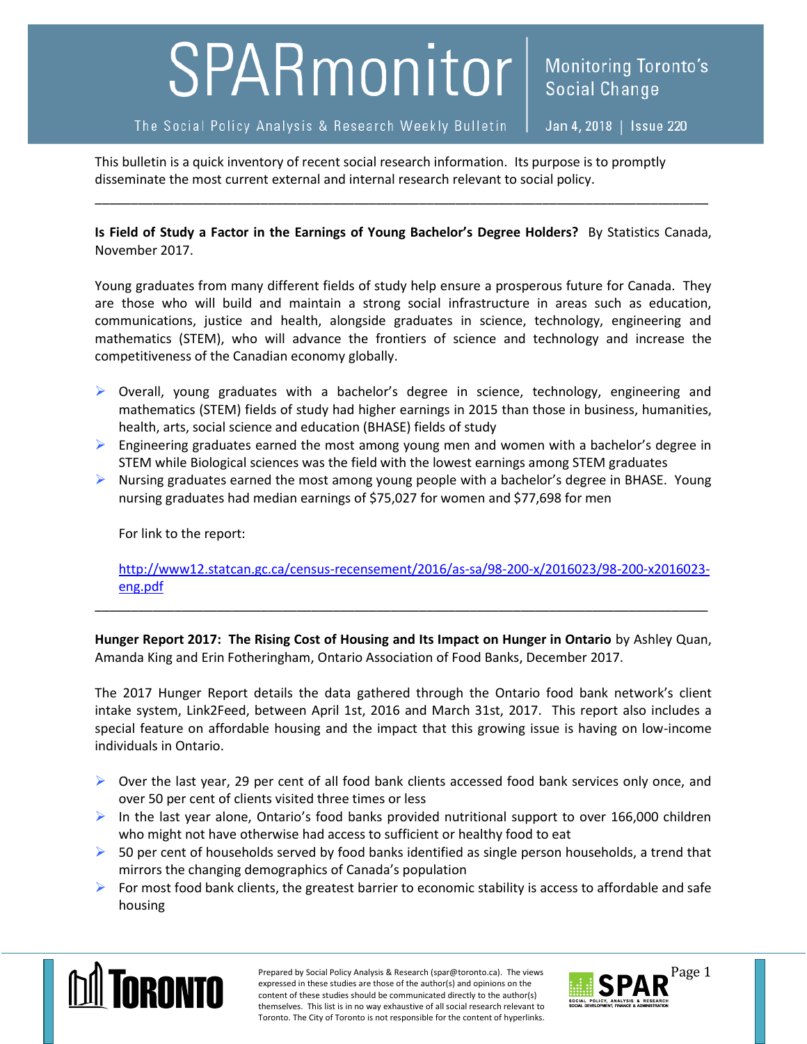# SPARmonitor

Monitoring Toronto's Social Change

The Social Policy Analysis & Research Weekly Bulletin

Jan 4, 2018 | Issue 220

This bulletin is a quick inventory of recent social research information. Its purpose is to promptly disseminate the most current external and internal research relevant to social policy.

---

**Is Field of Study a Factor in the Earnings of Young Bachelor's Degree Holders?** By Statistics Canada, November 2017.

Young graduates from many different fields of study help ensure a prosperous future for Canada. They are those who will build and maintain a strong social infrastructure in areas such as education, communications, justice and health, alongside graduates in science, technology, engineering and mathematics (STEM), who will advance the frontiers of science and technology and increase the competitiveness of the Canadian economy globally.

- Overall, young graduates with a bachelor's degree in science, technology, engineering and mathematics (STEM) fields of study had higher earnings in 2015 than those in business, humanities, health, arts, social science and education (BHASE) fields of study
- Engineering graduates earned the most among young men and women with a bachelor's degree in STEM while Biological sciences was the field with the lowest earnings among STEM graduates
- Nursing graduates earned the most among young people with a bachelor's degree in BHASE. Young nursing graduates had median earnings of $75,027 for women and $77,698 for men

  For link to the report:

  http://www12.statcan.gc.ca/census-recensement/2016/as-sa/98-200-x/2016023/98-200-x2016023-eng.pdf

---

**Hunger Report 2017: The Rising Cost of Housing and Its Impact on Hunger in Ontario** by Ashley Quan, Amanda King and Erin Fotheringham, Ontario Association of Food Banks, December 2017.

The 2017 Hunger Report details the data gathered through the Ontario food bank network's client intake system, Link2Feed, between April 1st, 2016 and March 31st, 2017. This report also includes a special feature on affordable housing and the impact that this growing issue is having on low-income individuals in Ontario.

- Over the last year, 29 per cent of all food bank clients accessed food bank services only once, and over 50 per cent of clients visited three times or less
- In the last year alone, Ontario's food banks provided nutritional support to over 166,000 children who might not have otherwise had access to sufficient or healthy food to eat
- 50 per cent of households served by food banks identified as single person households, a trend that mirrors the changing demographics of Canada's population
- For most food bank clients, the greatest barrier to economic stability is access to affordable and safe housing

Prepared by Social Policy Analysis & Research (spar@toronto.ca). The views expressed in these studies are those of the author(s) and opinions on the content of these studies should be communicated directly to the author(s) themselves. This list is in no way exhaustive of all social research relevant to Toronto. The City of Toronto is not responsible for the content of hyperlinks.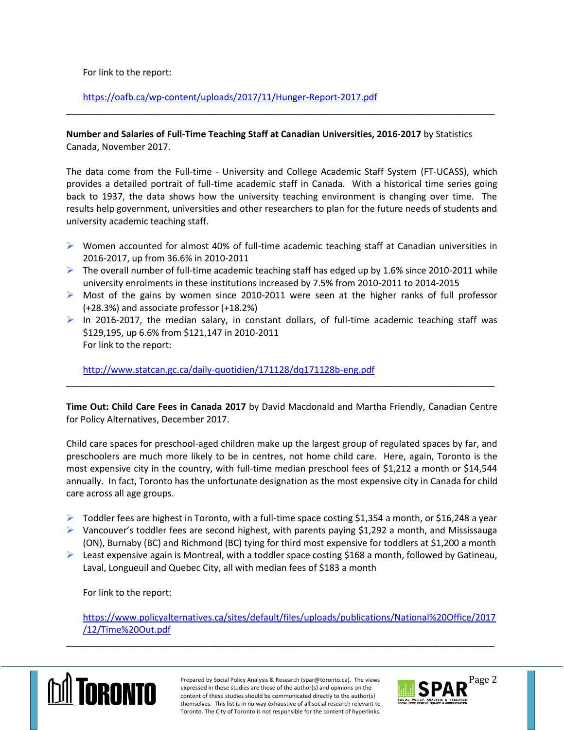For link to the report:

https://oafb.ca/wp-content/uploads/2017/11/Hunger-Report-2017.pdf

---

**Number and Salaries of Full-Time Teaching Staff at Canadian Universities, 2016-2017** by Statistics Canada, November 2017.

The data come from the Full-time - University and College Academic Staff System (FT-UCASS), which provides a detailed portrait of full-time academic staff in Canada. With a historical time series going back to 1937, the data shows how the university teaching environment is changing over time. The results help government, universities and other researchers to plan for the future needs of students and university academic teaching staff.

- Women accounted for almost 40% of full-time academic teaching staff at Canadian universities in 2016-2017, up from 36.6% in 2010-2011
- The overall number of full-time academic teaching staff has edged up by 1.6% since 2010-2011 while university enrolments in these institutions increased by 7.5% from 2010-2011 to 2014-2015
- Most of the gains by women since 2010-2011 were seen at the higher ranks of full professor (+28.3%) and associate professor (+18.2%)
- In 2016-2017, the median salary, in constant dollars, of full-time academic teaching staff was $129,195, up 6.6% from $121,147 in 2010-2011

  For link to the report:

  http://www.statcan.gc.ca/daily-quotidien/171128/dq171128b-eng.pdf

---

**Time Out: Child Care Fees in Canada 2017** by David Macdonald and Martha Friendly, Canadian Centre for Policy Alternatives, December 2017.

Child care spaces for preschool-aged children make up the largest group of regulated spaces by far, and preschoolers are much more likely to be in centres, not home child care. Here, again, Toronto is the most expensive city in the country, with full-time median preschool fees of $1,212 a month or $14,544 annually. In fact, Toronto has the unfortunate designation as the most expensive city in Canada for child care across all age groups.

- Toddler fees are highest in Toronto, with a full-time space costing $1,354 a month, or $16,248 a year
- Vancouver's toddler fees are second highest, with parents paying $1,292 a month, and Mississauga (ON), Burnaby (BC) and Richmond (BC) tying for third most expensive for toddlers at $1,200 a month
- Least expensive again is Montreal, with a toddler space costing $168 a month, followed by Gatineau, Laval, Longueuil and Quebec City, all with median fees of $183 a month

For link to the report:

https://www.policyalternatives.ca/sites/default/files/uploads/publications/National%20Office/2017/12/Time%20Out.pdf

---

Prepared by Social Policy Analysis & Research (spar@toronto.ca). The views expressed in these studies are those of the author(s) and opinions on the content of these studies should be communicated directly to the author(s) themselves. This list is in no way exhaustive of all social research relevant to Toronto. The City of Toronto is not responsible for the content of hyperlinks.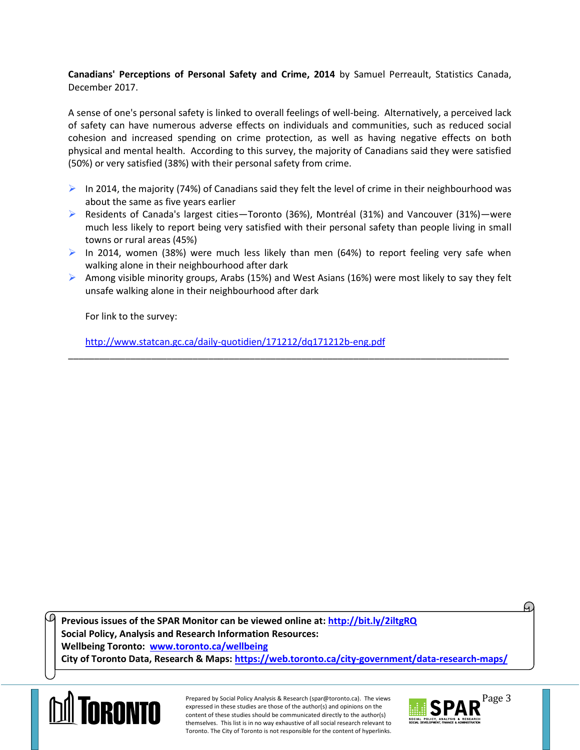**Canadians' Perceptions of Personal Safety and Crime, 2014** by Samuel Perreault, Statistics Canada, December 2017.

A sense of one's personal safety is linked to overall feelings of well-being. Alternatively, a perceived lack of safety can have numerous adverse effects on individuals and communities, such as reduced social cohesion and increased spending on crime protection, as well as having negative effects on both physical and mental health. According to this survey, the majority of Canadians said they were satisfied (50%) or very satisfied (38%) with their personal safety from crime.

- In 2014, the majority (74%) of Canadians said they felt the level of crime in their neighbourhood was about the same as five years earlier
- Residents of Canada's largest cities—Toronto (36%), Montréal (31%) and Vancouver (31%)—were much less likely to report being very satisfied with their personal safety than people living in small towns or rural areas (45%)
- In 2014, women (38%) were much less likely than men (64%) to report feeling very safe when walking alone in their neighbourhood after dark
- Among visible minority groups, Arabs (15%) and West Asians (16%) were most likely to say they felt unsafe walking alone in their neighbourhood after dark

For link to the survey:

http://www.statcan.gc.ca/daily-quotidien/171212/dq171212b-eng.pdf

---

**Previous issues of the SPAR Monitor can be viewed online at: http://bit.ly/2iltgRQ**
**Social Policy, Analysis and Research Information Resources:**
**Wellbeing Toronto: www.toronto.ca/wellbeing**
**City of Toronto Data, Research & Maps: https://web.toronto.ca/city-government/data-research-maps/**

Prepared by Social Policy Analysis & Research (spar@toronto.ca). The views expressed in these studies are those of the author(s) and opinions on the content of these studies should be communicated directly to the author(s) themselves. This list is in no way exhaustive of all social research relevant to Toronto. The City of Toronto is not responsible for the content of hyperlinks.